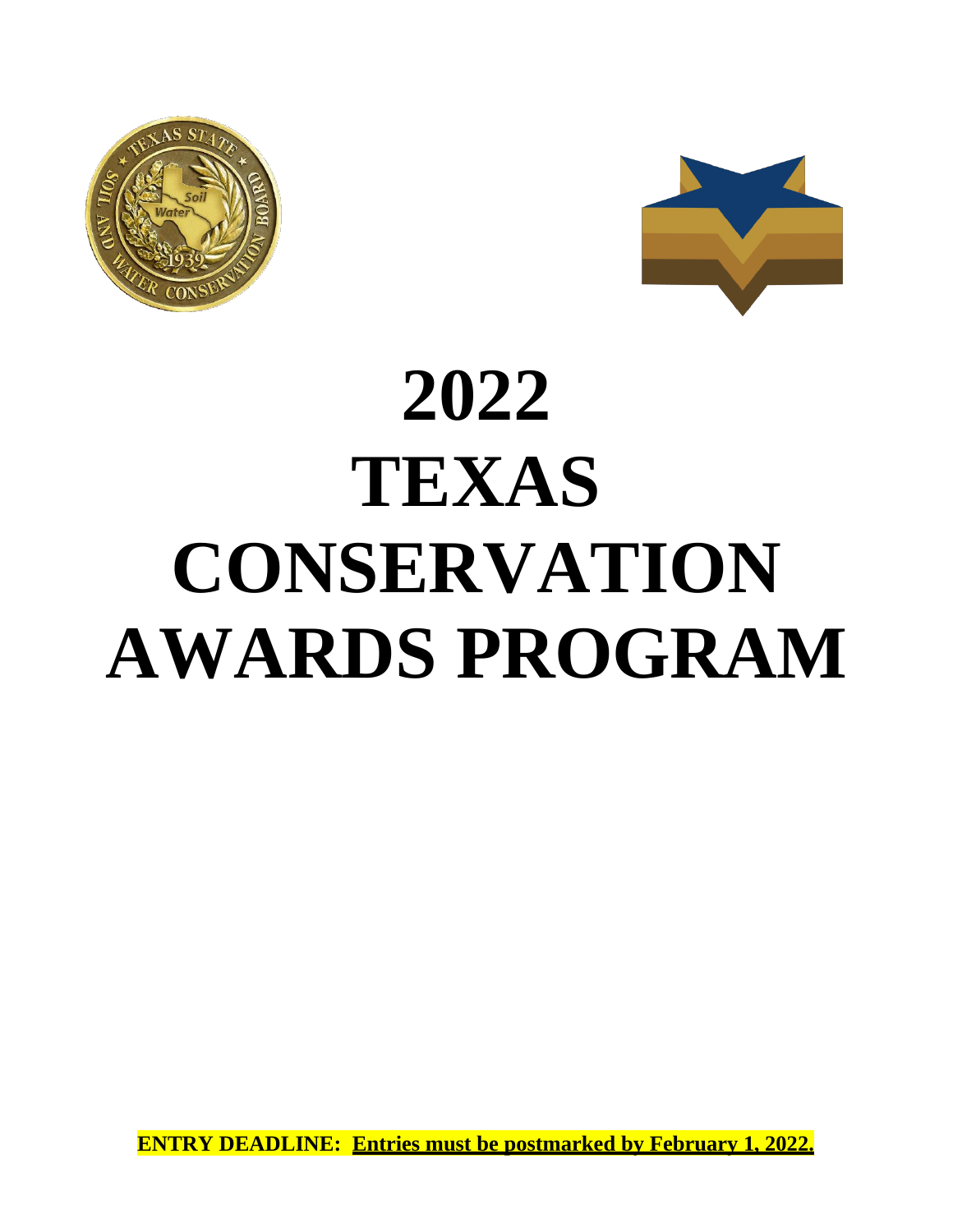# 2022 TEXAS CONSERVATION AWARDS PROGRAM

**ENTRY DEADLINE: Entries must be postmarked by February 1, 2022.**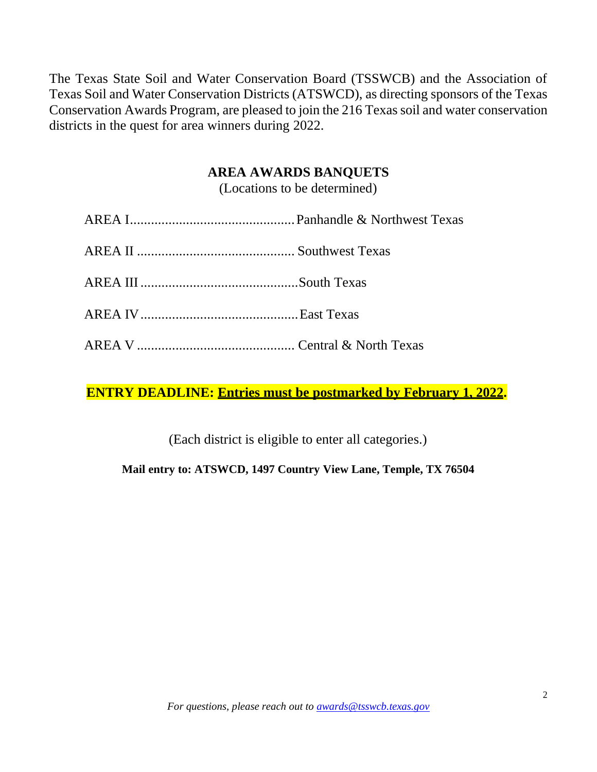The Texas State Soil and Water Conservation Board (TSSWCB) and the Association of Texas Soil and Water Conservation Districts (ATSWCD), as directing sponsors of the Texas Conservation Awards Program, are pleased to join the 216 Texas soil and water conservation districts in the quest for area winners during 2022.

## AREA AWARDS BANQUETS

(Locations to be determined)

AREA I............................................... Panhandle & Northwest Texas

AREA II ............................................. Southwest Texas

AREA III ............................................. South Texas

AREA IV ............................................. East Texas

AREA V ............................................. Central & North Texas

**ENTRY DEADLINE: Entries must be postmarked by February 1, 2022.**

(Each district is eligible to enter all categories.)

**Mail entry to: ATSWCD, 1497 Country View Lane, Temple, TX 76504**

*For questions, please reach out to [awards@tsswcb.texas.gov](mailto:awards@tsswcb.texas.gov)*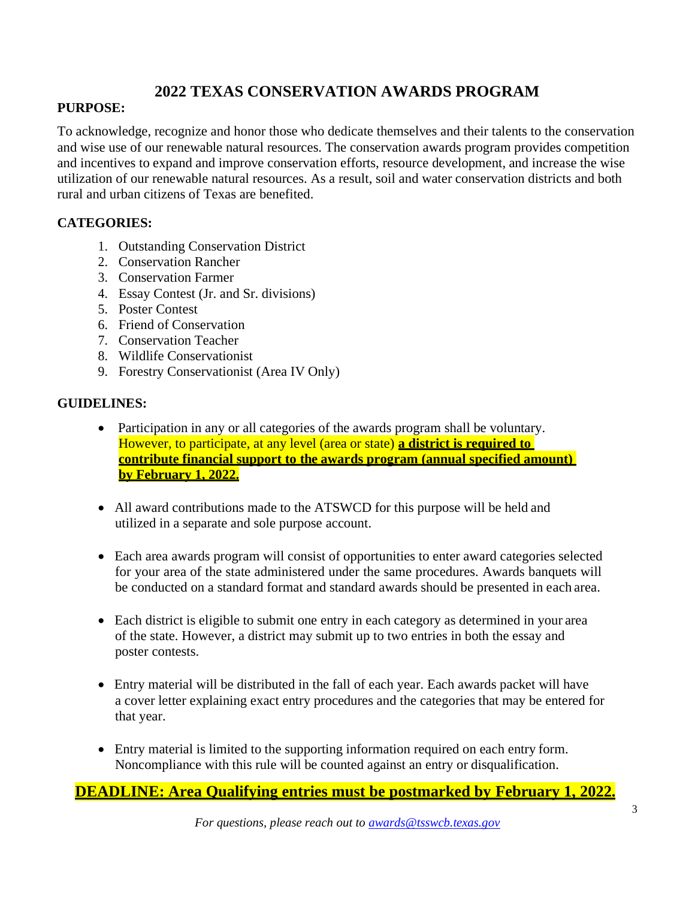# 2022 TEXAS CONSERVATION AWARDS PROGRAM

**PURPOSE:**

To acknowledge, recognize and honor those who dedicate themselves and their talents to the conservation and wise use of our renewable natural resources. The conservation awards program provides competition and incentives to expand and improve conservation efforts, resource development, and increase the wise utilization of our renewable natural resources. As a result, soil and water conservation districts and both rural and urban citizens of Texas are benefited.

**CATEGORIES:**

1. Outstanding Conservation District
2. Conservation Rancher
3. Conservation Farmer
4. Essay Contest (Jr. and Sr. divisions)
5. Poster Contest
6. Friend of Conservation
7. Conservation Teacher
8. Wildlife Conservationist
9. Forestry Conservationist (Area IV Only)

**GUIDELINES:**

- Participation in any or all categories of the awards program shall be voluntary. However, to participate, at any level (area or state) **a district is required to contribute financial support to the awards program (annual specified amount) by February 1, 2022.**
- All award contributions made to the ATSWCD for this purpose will be held and utilized in a separate and sole purpose account.
- Each area awards program will consist of opportunities to enter award categories selected for your area of the state administered under the same procedures. Awards banquets will be conducted on a standard format and standard awards should be presented in each area.
- Each district is eligible to submit one entry in each category as determined in your area of the state. However, a district may submit up to two entries in both the essay and poster contests.
- Entry material will be distributed in the fall of each year. Each awards packet will have a cover letter explaining exact entry procedures and the categories that may be entered for that year.
- Entry material is limited to the supporting information required on each entry form. Noncompliance with this rule will be counted against an entry or disqualification.

**DEADLINE: Area Qualifying entries must be postmarked by February 1, 2022.**

*For questions, please reach out to awards@tsswcb.texas.gov*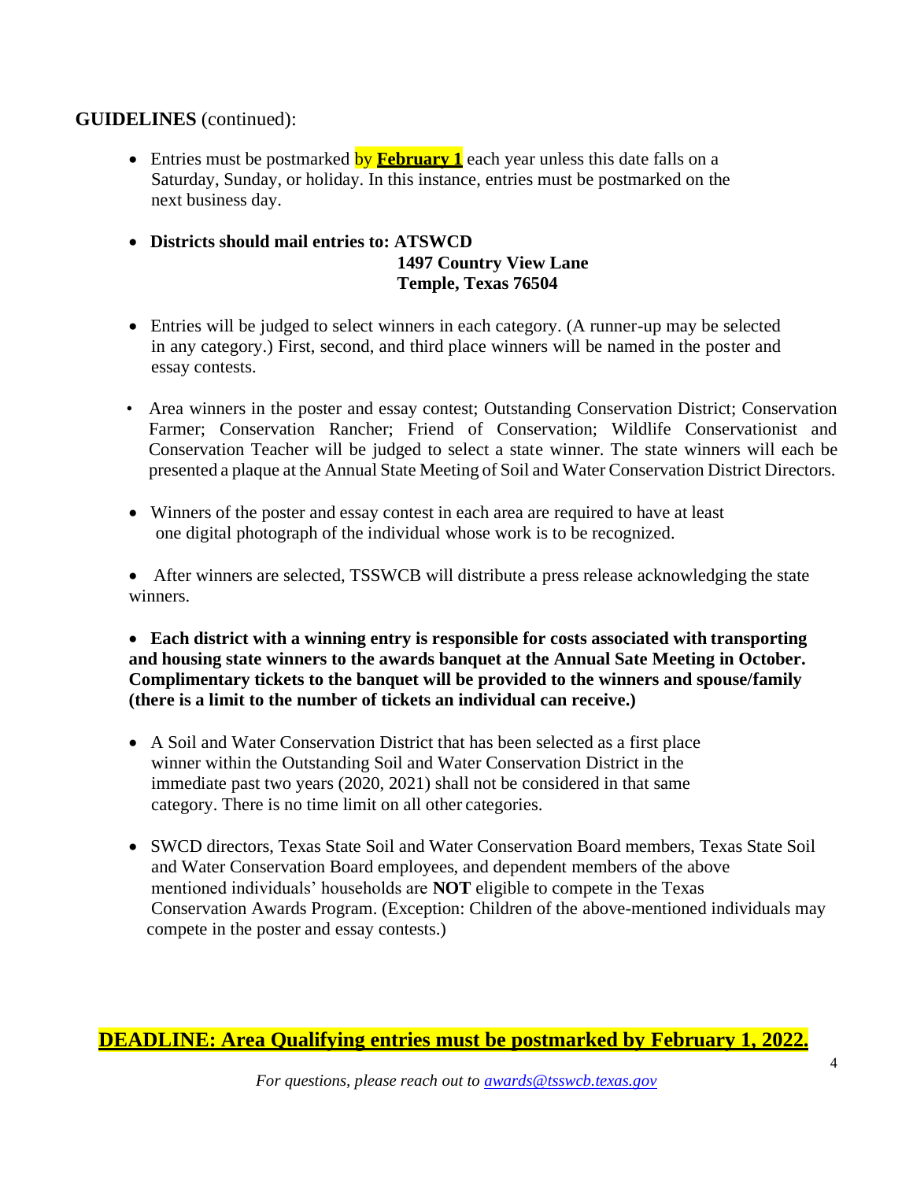**GUIDELINES** (continued):

- Entries must be postmarked by **February 1** each year unless this date falls on a Saturday, Sunday, or holiday. In this instance, entries must be postmarked on the next business day.

- **Districts should mail entries to: ATSWCD**
  **1497 Country View Lane**
  **Temple, Texas 76504**

- Entries will be judged to select winners in each category. (A runner-up may be selected in any category.) First, second, and third place winners will be named in the poster and essay contests.

- Area winners in the poster and essay contest; Outstanding Conservation District; Conservation Farmer; Conservation Rancher; Friend of Conservation; Wildlife Conservationist and Conservation Teacher will be judged to select a state winner. The state winners will each be presented a plaque at the Annual State Meeting of Soil and Water Conservation District Directors.

- Winners of the poster and essay contest in each area are required to have at least one digital photograph of the individual whose work is to be recognized.

- After winners are selected, TSSWCB will distribute a press release acknowledging the state winners.

- **Each district with a winning entry is responsible for costs associated with transporting and housing state winners to the awards banquet at the Annual Sate Meeting in October. Complimentary tickets to the banquet will be provided to the winners and spouse/family (there is a limit to the number of tickets an individual can receive.)**

- A Soil and Water Conservation District that has been selected as a first place winner within the Outstanding Soil and Water Conservation District in the immediate past two years (2020, 2021) shall not be considered in that same category. There is no time limit on all other categories.

- SWCD directors, Texas State Soil and Water Conservation Board members, Texas State Soil and Water Conservation Board employees, and dependent members of the above mentioned individuals' households are **NOT** eligible to compete in the Texas Conservation Awards Program. (Exception: Children of the above-mentioned individuals may compete in the poster and essay contests.)

**DEADLINE: Area Qualifying entries must be postmarked by February 1, 2022.**

*For questions, please reach out to awards@tsswcb.texas.gov*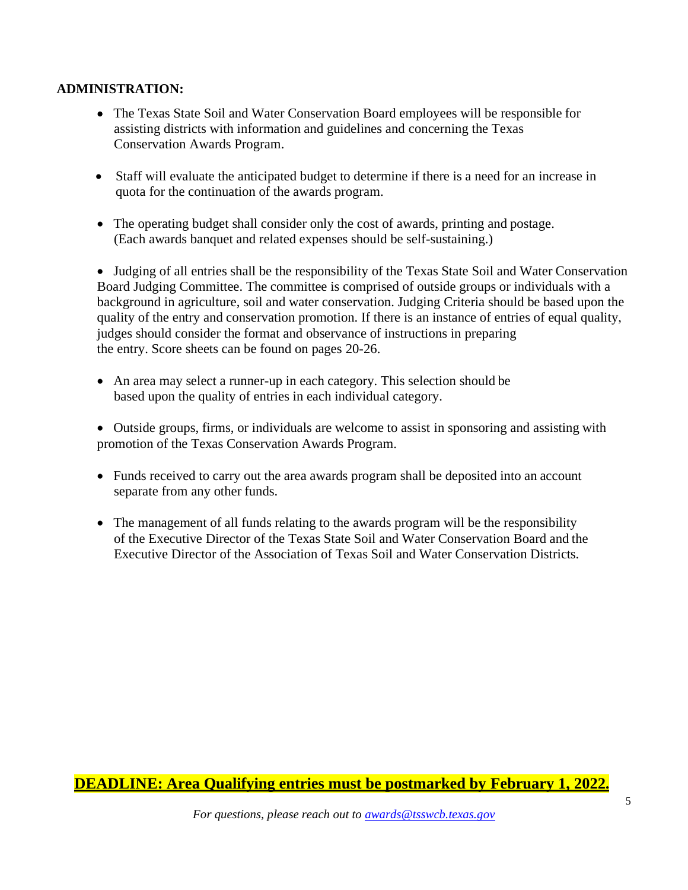**ADMINISTRATION:**

- The Texas State Soil and Water Conservation Board employees will be responsible for assisting districts with information and guidelines and concerning the Texas Conservation Awards Program.
- Staff will evaluate the anticipated budget to determine if there is a need for an increase in quota for the continuation of the awards program.
- The operating budget shall consider only the cost of awards, printing and postage. (Each awards banquet and related expenses should be self-sustaining.)
- Judging of all entries shall be the responsibility of the Texas State Soil and Water Conservation Board Judging Committee. The committee is comprised of outside groups or individuals with a background in agriculture, soil and water conservation. Judging Criteria should be based upon the quality of the entry and conservation promotion. If there is an instance of entries of equal quality, judges should consider the format and observance of instructions in preparing the entry. Score sheets can be found on pages 20-26.
- An area may select a runner-up in each category. This selection should be based upon the quality of entries in each individual category.
- Outside groups, firms, or individuals are welcome to assist in sponsoring and assisting with promotion of the Texas Conservation Awards Program.
- Funds received to carry out the area awards program shall be deposited into an account separate from any other funds.
- The management of all funds relating to the awards program will be the responsibility of the Executive Director of the Texas State Soil and Water Conservation Board and the Executive Director of the Association of Texas Soil and Water Conservation Districts.

**DEADLINE: Area Qualifying entries must be postmarked by February 1, 2022.**

*For questions, please reach out to awards@tsswcb.texas.gov*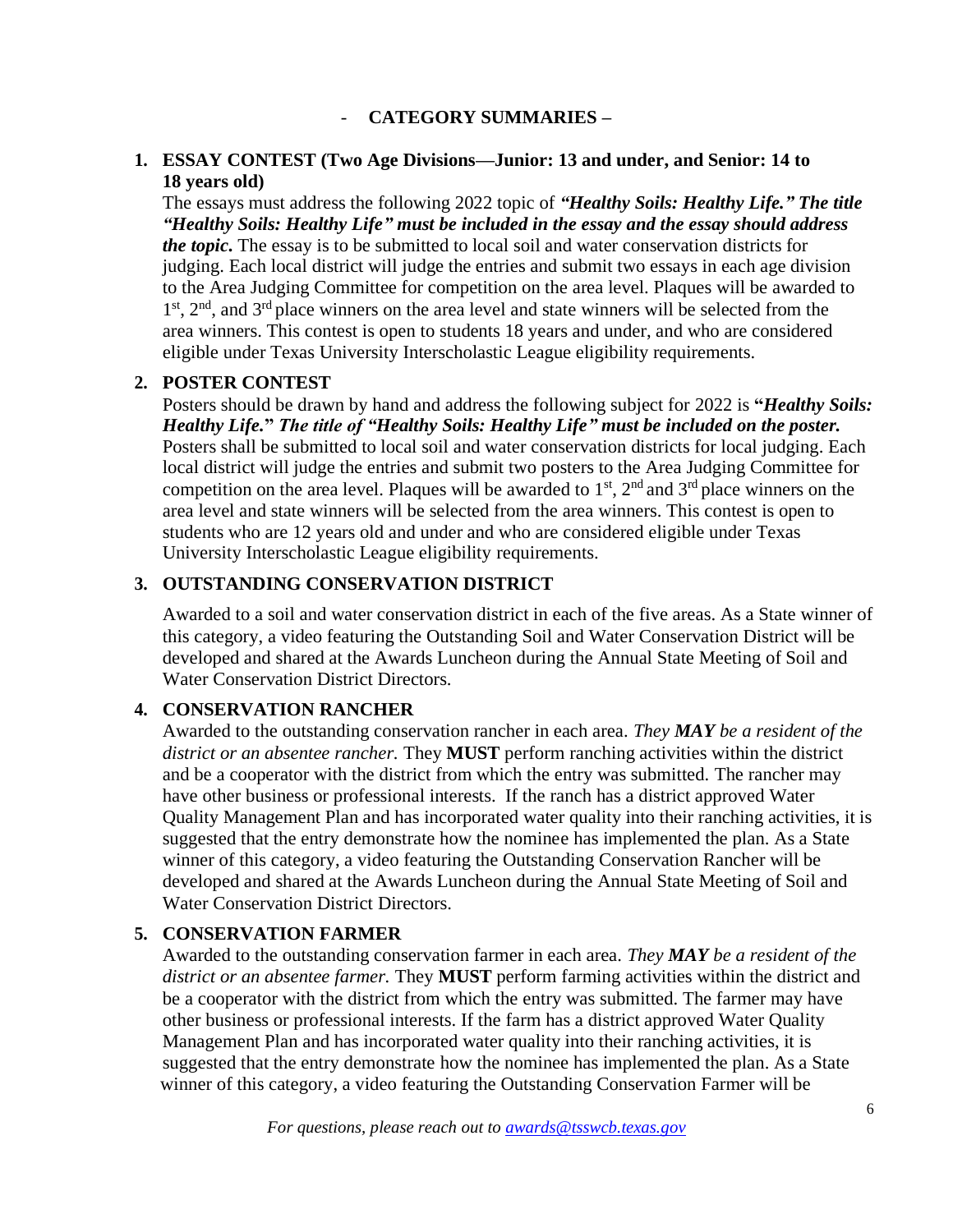## - CATEGORY SUMMARIES –

1. **ESSAY CONTEST (Two Age Divisions—Junior: 13 and under, and Senior: 14 to 18 years old)**
   The essays must address the following 2022 topic of ***"Healthy Soils: Healthy Life." The title "Healthy Soils: Healthy Life" must be included in the essay and the essay should address the topic.*** The essay is to be submitted to local soil and water conservation districts for judging. Each local district will judge the entries and submit two essays in each age division to the Area Judging Committee for competition on the area level. Plaques will be awarded to 1st, 2nd, and 3rd place winners on the area level and state winners will be selected from the area winners. This contest is open to students 18 years and under, and who are considered eligible under Texas University Interscholastic League eligibility requirements.

2. **POSTER CONTEST**
   Posters should be drawn by hand and address the following subject for 2022 is **"*Healthy Soils: Healthy Life.*"** ***The title of "Healthy Soils: Healthy Life" must be included on the poster.*** Posters shall be submitted to local soil and water conservation districts for local judging. Each local district will judge the entries and submit two posters to the Area Judging Committee for competition on the area level. Plaques will be awarded to 1st, 2nd and 3rd place winners on the area level and state winners will be selected from the area winners. This contest is open to students who are 12 years old and under and who are considered eligible under Texas University Interscholastic League eligibility requirements.

3. **OUTSTANDING CONSERVATION DISTRICT**

   Awarded to a soil and water conservation district in each of the five areas. As a State winner of this category, a video featuring the Outstanding Soil and Water Conservation District will be developed and shared at the Awards Luncheon during the Annual State Meeting of Soil and Water Conservation District Directors.

4. **CONSERVATION RANCHER**
   Awarded to the outstanding conservation rancher in each area. *They **MAY** be a resident of the district or an absentee rancher.* They **MUST** perform ranching activities within the district and be a cooperator with the district from which the entry was submitted. The rancher may have other business or professional interests. If the ranch has a district approved Water Quality Management Plan and has incorporated water quality into their ranching activities, it is suggested that the entry demonstrate how the nominee has implemented the plan. As a State winner of this category, a video featuring the Outstanding Conservation Rancher will be developed and shared at the Awards Luncheon during the Annual State Meeting of Soil and Water Conservation District Directors.

5. **CONSERVATION FARMER**
   Awarded to the outstanding conservation farmer in each area. *They **MAY** be a resident of the district or an absentee farmer.* They **MUST** perform farming activities within the district and be a cooperator with the district from which the entry was submitted. The farmer may have other business or professional interests. If the farm has a district approved Water Quality Management Plan and has incorporated water quality into their ranching activities, it is suggested that the entry demonstrate how the nominee has implemented the plan. As a State winner of this category, a video featuring the Outstanding Conservation Farmer will be

*For questions, please reach out to [awards@tsswcb.texas.gov](mailto:awards@tsswcb.texas.gov)*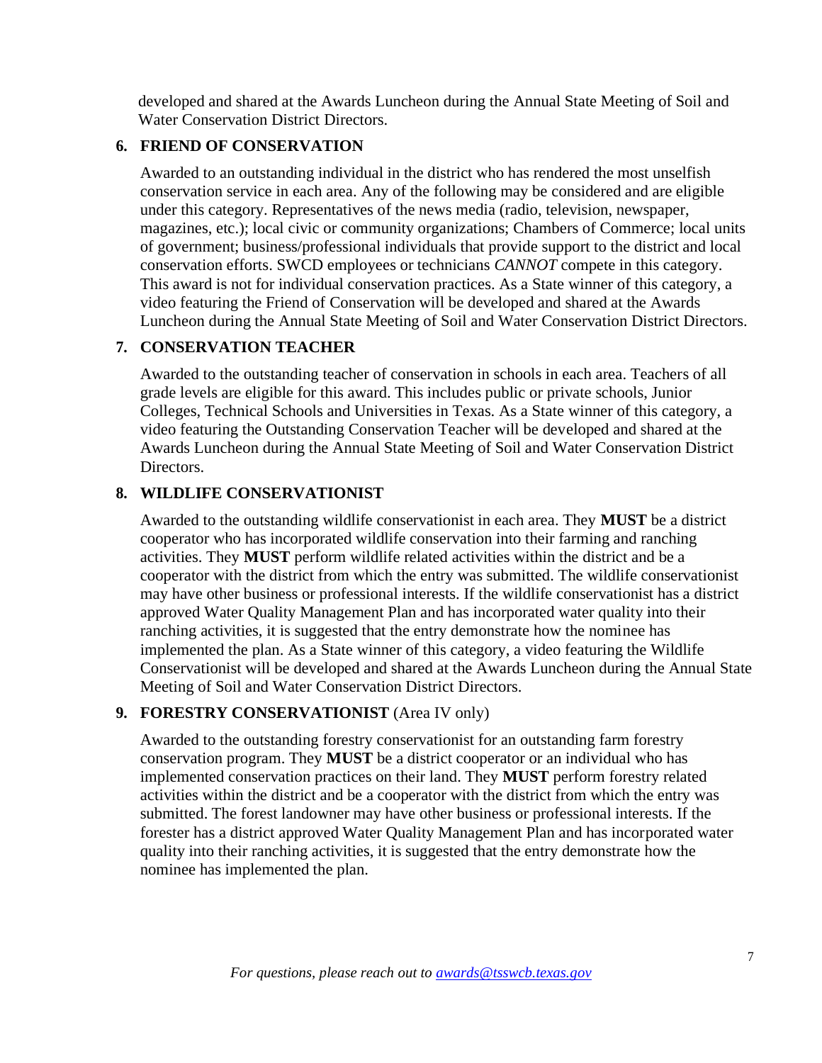developed and shared at the Awards Luncheon during the Annual State Meeting of Soil and Water Conservation District Directors.

### 6. FRIEND OF CONSERVATION

Awarded to an outstanding individual in the district who has rendered the most unselfish conservation service in each area. Any of the following may be considered and are eligible under this category. Representatives of the news media (radio, television, newspaper, magazines, etc.); local civic or community organizations; Chambers of Commerce; local units of government; business/professional individuals that provide support to the district and local conservation efforts. SWCD employees or technicians *CANNOT* compete in this category. This award is not for individual conservation practices. As a State winner of this category, a video featuring the Friend of Conservation will be developed and shared at the Awards Luncheon during the Annual State Meeting of Soil and Water Conservation District Directors.

### 7. CONSERVATION TEACHER

Awarded to the outstanding teacher of conservation in schools in each area. Teachers of all grade levels are eligible for this award. This includes public or private schools, Junior Colleges, Technical Schools and Universities in Texas. As a State winner of this category, a video featuring the Outstanding Conservation Teacher will be developed and shared at the Awards Luncheon during the Annual State Meeting of Soil and Water Conservation District Directors.

### 8. WILDLIFE CONSERVATIONIST

Awarded to the outstanding wildlife conservationist in each area. They **MUST** be a district cooperator who has incorporated wildlife conservation into their farming and ranching activities. They **MUST** perform wildlife related activities within the district and be a cooperator with the district from which the entry was submitted. The wildlife conservationist may have other business or professional interests. If the wildlife conservationist has a district approved Water Quality Management Plan and has incorporated water quality into their ranching activities, it is suggested that the entry demonstrate how the nominee has implemented the plan. As a State winner of this category, a video featuring the Wildlife Conservationist will be developed and shared at the Awards Luncheon during the Annual State Meeting of Soil and Water Conservation District Directors.

### 9. FORESTRY CONSERVATIONIST (Area IV only)

Awarded to the outstanding forestry conservationist for an outstanding farm forestry conservation program. They **MUST** be a district cooperator or an individual who has implemented conservation practices on their land. They **MUST** perform forestry related activities within the district and be a cooperator with the district from which the entry was submitted. The forest landowner may have other business or professional interests. If the forester has a district approved Water Quality Management Plan and has incorporated water quality into their ranching activities, it is suggested that the entry demonstrate how the nominee has implemented the plan.

*For questions, please reach out to [awards@tsswcb.texas.gov](mailto:awards@tsswcb.texas.gov)*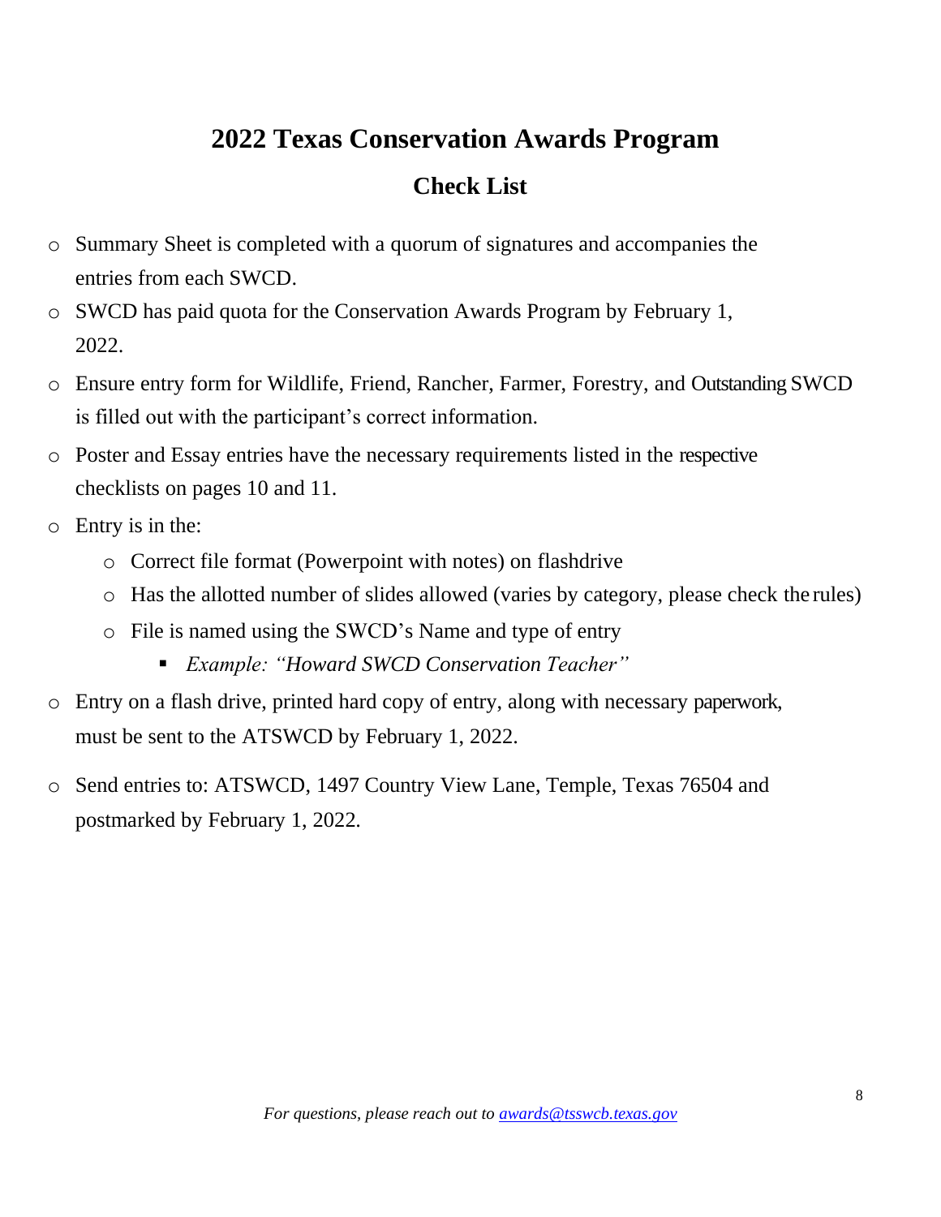# 2022 Texas Conservation Awards Program

## Check List

- Summary Sheet is completed with a quorum of signatures and accompanies the entries from each SWCD.
- SWCD has paid quota for the Conservation Awards Program by February 1, 2022.
- Ensure entry form for Wildlife, Friend, Rancher, Farmer, Forestry, and Outstanding SWCD is filled out with the participant's correct information.
- Poster and Essay entries have the necessary requirements listed in the respective checklists on pages 10 and 11.
- Entry is in the:
  - Correct file format (Powerpoint with notes) on flashdrive
  - Has the allotted number of slides allowed (varies by category, please check the rules)
  - File is named using the SWCD's Name and type of entry
    - *Example: "Howard SWCD Conservation Teacher"*
- Entry on a flash drive, printed hard copy of entry, along with necessary paperwork, must be sent to the ATSWCD by February 1, 2022.
- Send entries to: ATSWCD, 1497 Country View Lane, Temple, Texas 76504 and postmarked by February 1, 2022.

*For questions, please reach out to [awards@tsswcb.texas.gov](mailto:awards@tsswcb.texas.gov)*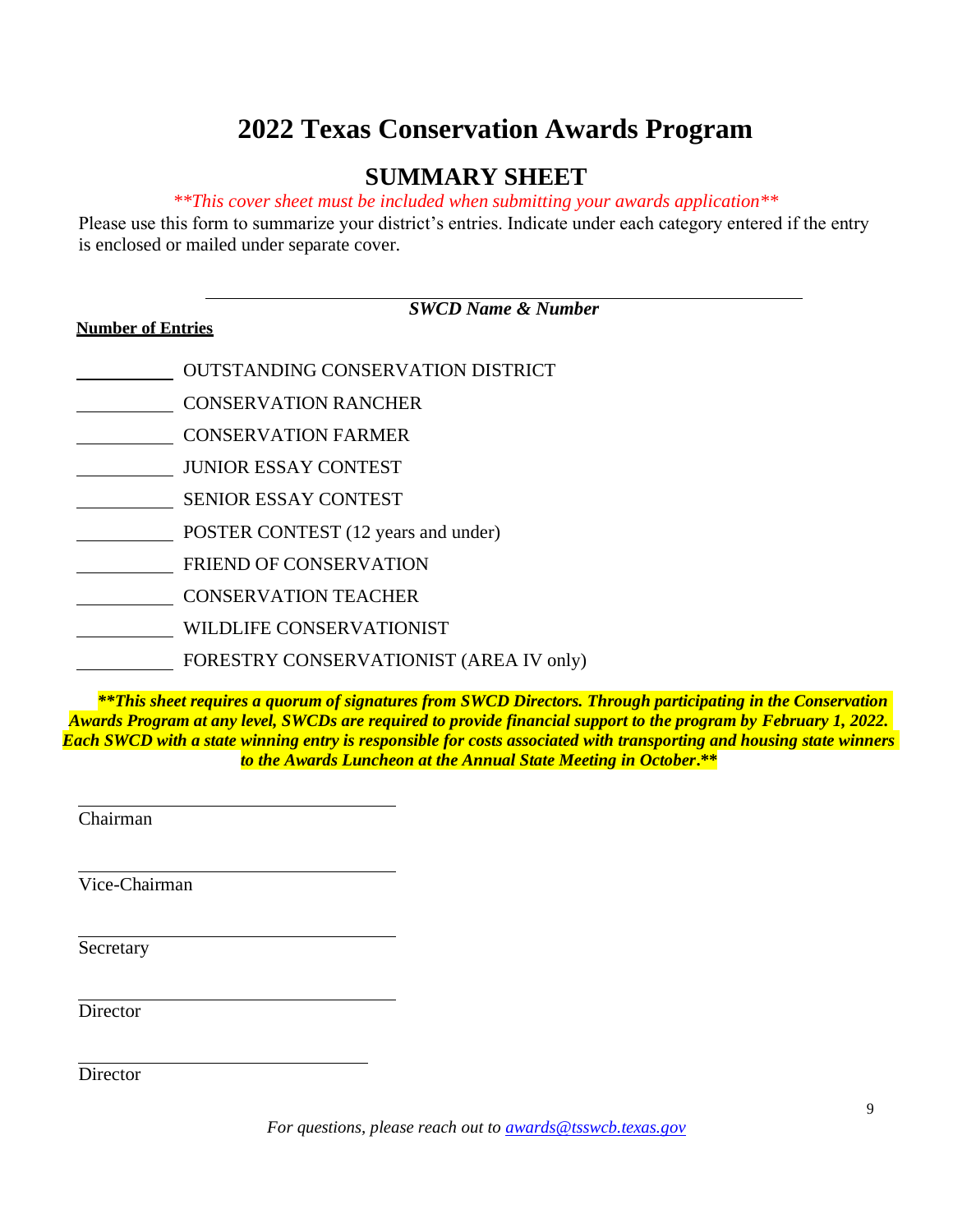# 2022 Texas Conservation Awards Program

## SUMMARY SHEET

*\*\*This cover sheet must be included when submitting your awards application\*\**

Please use this form to summarize your district's entries. Indicate under each category entered if the entry is enclosed or mailed under separate cover.

______________________________________________

***SWCD Name & Number***

**Number of Entries**

________ OUTSTANDING CONSERVATION DISTRICT

________ CONSERVATION RANCHER

________ CONSERVATION FARMER

________ JUNIOR ESSAY CONTEST

________ SENIOR ESSAY CONTEST

________ POSTER CONTEST (12 years and under)

________ FRIEND OF CONSERVATION

________ CONSERVATION TEACHER

________ WILDLIFE CONSERVATIONIST

________ FORESTRY CONSERVATIONIST (AREA IV only)

***\*\*This sheet requires a quorum of signatures from SWCD Directors. Through participating in the Conservation Awards Program at any level, SWCDs are required to provide financial support to the program by February 1, 2022. Each SWCD with a state winning entry is responsible for costs associated with transporting and housing state winners to the Awards Luncheon at the Annual State Meeting in October.\*\****

______________________________
Chairman

______________________________
Vice-Chairman

______________________________
Secretary

______________________________
Director

______________________________
Director

*For questions, please reach out to awards@tsswcb.texas.gov*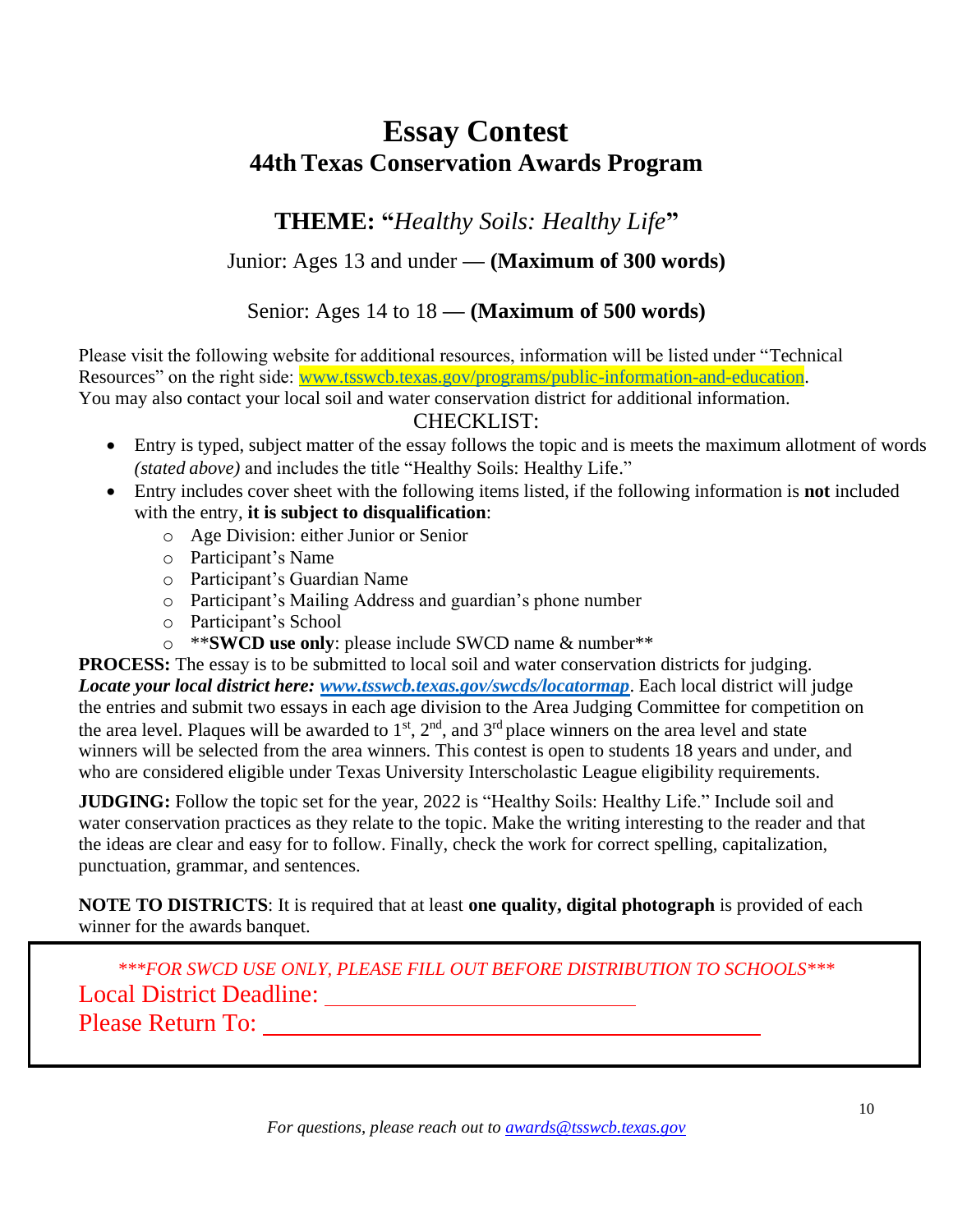# Essay Contest

## 44th Texas Conservation Awards Program

### THEME: "*Healthy Soils: Healthy Life*"

Junior: Ages 13 and under — **(Maximum of 300 words)**

Senior: Ages 14 to 18 — **(Maximum of 500 words)**

Please visit the following website for additional resources, information will be listed under "Technical Resources" on the right side: www.tsswcb.texas.gov/programs/public-information-and-education. You may also contact your local soil and water conservation district for additional information.

CHECKLIST:

- Entry is typed, subject matter of the essay follows the topic and is meets the maximum allotment of words *(stated above)* and includes the title "Healthy Soils: Healthy Life."
- Entry includes cover sheet with the following items listed, if the following information is **not** included with the entry, **it is subject to disqualification**:
  - Age Division: either Junior or Senior
  - Participant's Name
  - Participant's Guardian Name
  - Participant's Mailing Address and guardian's phone number
  - Participant's School
  - \*\***SWCD use only**: please include SWCD name & number\*\*

**PROCESS:** The essay is to be submitted to local soil and water conservation districts for judging. ***Locate your local district here: www.tsswcb.texas.gov/swcds/locatormap***. Each local district will judge the entries and submit two essays in each age division to the Area Judging Committee for competition on the area level. Plaques will be awarded to 1st, 2nd, and 3rd place winners on the area level and state winners will be selected from the area winners. This contest is open to students 18 years and under, and who are considered eligible under Texas University Interscholastic League eligibility requirements.

**JUDGING:** Follow the topic set for the year, 2022 is "Healthy Soils: Healthy Life." Include soil and water conservation practices as they relate to the topic. Make the writing interesting to the reader and that the ideas are clear and easy for to follow. Finally, check the work for correct spelling, capitalization, punctuation, grammar, and sentences.

**NOTE TO DISTRICTS**: It is required that at least **one quality, digital photograph** is provided of each winner for the awards banquet.

*\*\*\*FOR SWCD USE ONLY, PLEASE FILL OUT BEFORE DISTRIBUTION TO SCHOOLS\*\*\**

Local District Deadline: ______________________________

Please Return To: ______________________________________________

*For questions, please reach out to awards@tsswcb.texas.gov*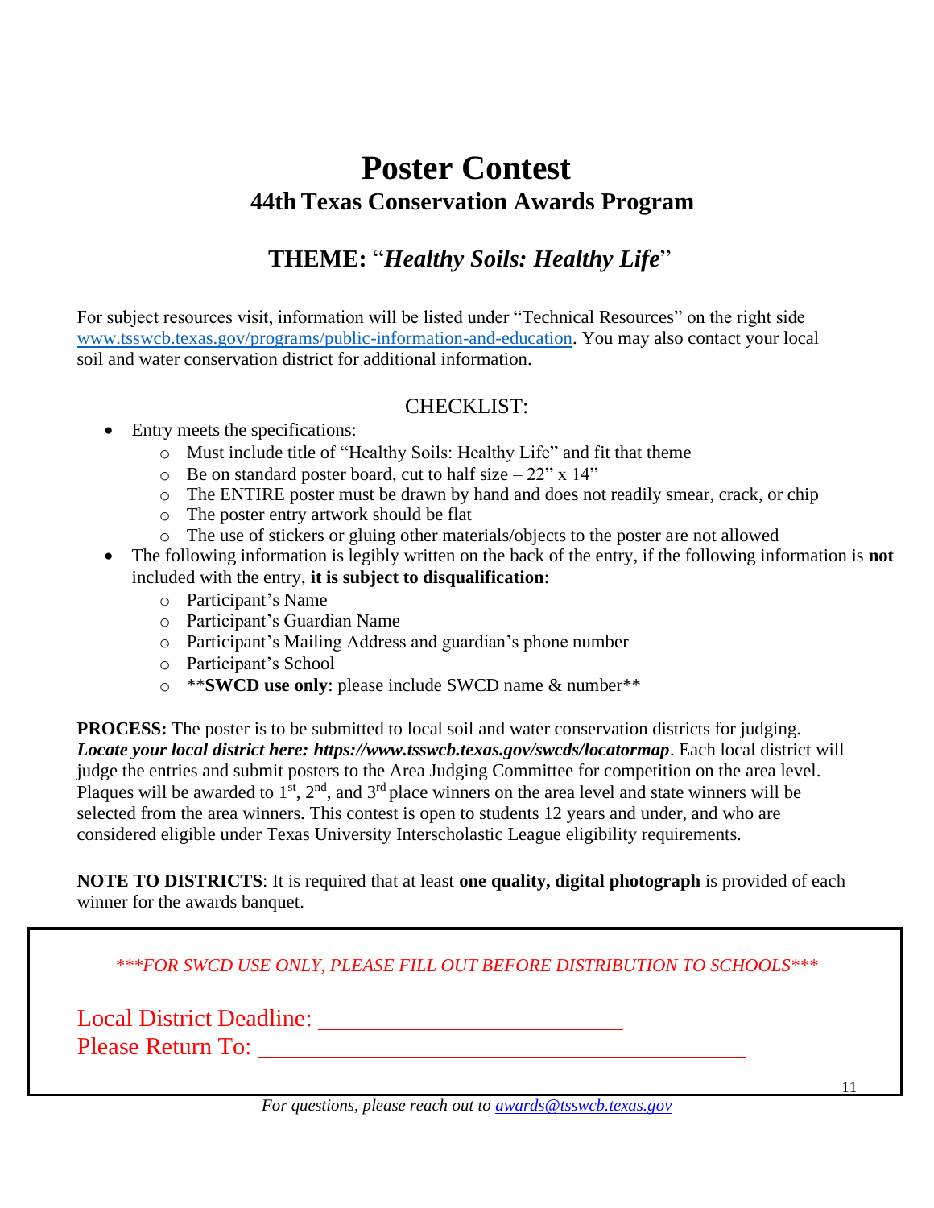# Poster Contest

## 44th Texas Conservation Awards Program

## THEME: "*Healthy Soils: Healthy Life*"

For subject resources visit, information will be listed under "Technical Resources" on the right side [www.tsswcb.texas.gov/programs/public-information-and-education](http://www.tsswcb.texas.gov/programs/public-information-and-education). You may also contact your local soil and water conservation district for additional information.

### CHECKLIST:

- Entry meets the specifications:
  - Must include title of "Healthy Soils: Healthy Life" and fit that theme
  - Be on standard poster board, cut to half size – 22" x 14"
  - The ENTIRE poster must be drawn by hand and does not readily smear, crack, or chip
  - The poster entry artwork should be flat
  - The use of stickers or gluing other materials/objects to the poster are not allowed
- The following information is legibly written on the back of the entry, if the following information is **not** included with the entry, **it is subject to disqualification**:
  - Participant's Name
  - Participant's Guardian Name
  - Participant's Mailing Address and guardian's phone number
  - Participant's School
  - ****SWCD use only**: please include SWCD name & number**

**PROCESS:** The poster is to be submitted to local soil and water conservation districts for judging. ***Locate your local district here: https://www.tsswcb.texas.gov/swcds/locatormap***. Each local district will judge the entries and submit posters to the Area Judging Committee for competition on the area level. Plaques will be awarded to 1st, 2nd, and 3rd place winners on the area level and state winners will be selected from the area winners. This contest is open to students 12 years and under, and who are considered eligible under Texas University Interscholastic League eligibility requirements.

**NOTE TO DISTRICTS**: It is required that at least **one quality, digital photograph** is provided of each winner for the awards banquet.

*\*\*\*FOR SWCD USE ONLY, PLEASE FILL OUT BEFORE DISTRIBUTION TO SCHOOLS\*\*\**

Local District Deadline: ___________________________

Please Return To: ___________________________________________

*For questions, please reach out to [awards@tsswcb.texas.gov](mailto:awards@tsswcb.texas.gov)*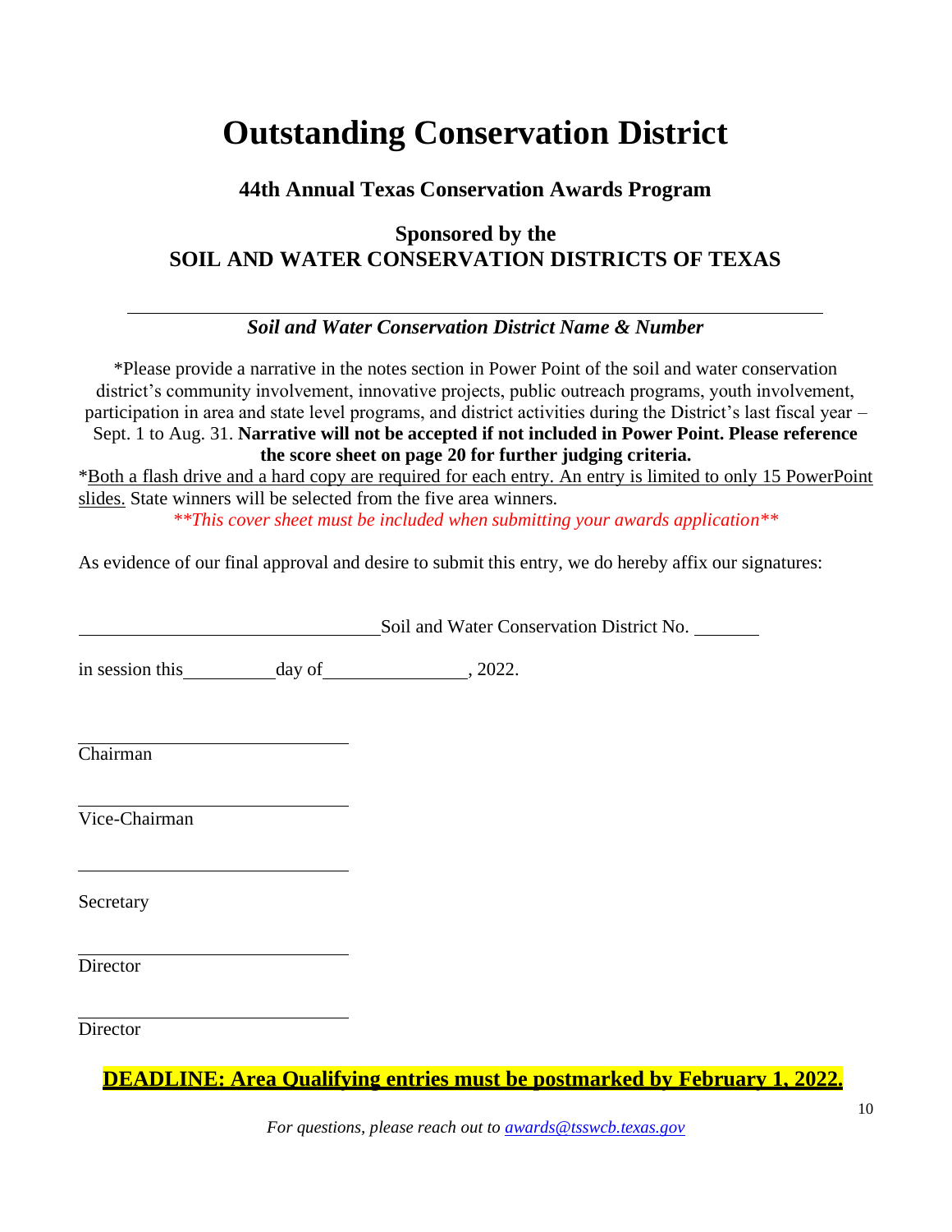# Outstanding Conservation District

### 44th Annual Texas Conservation Awards Program

### Sponsored by the
### SOIL AND WATER CONSERVATION DISTRICTS OF TEXAS

______________________________________________

***Soil and Water Conservation District Name & Number***

*Please provide a narrative in the notes section in Power Point of the soil and water conservation district's community involvement, innovative projects, public outreach programs, youth involvement, participation in area and state level programs, and district activities during the District's last fiscal year – Sept. 1 to Aug. 31. **Narrative will not be accepted if not included in Power Point. Please reference the score sheet on page 20 for further judging criteria.**

*Both a flash drive and a hard copy are required for each entry. An entry is limited to only 15 PowerPoint slides. State winners will be selected from the five area winners.

*\*\*This cover sheet must be included when submitting your awards application\*\**

As evidence of our final approval and desire to submit this entry, we do hereby affix our signatures:

______________________ Soil and Water Conservation District No. ______

in session this ________ day of ____________, 2022.

______________________
Chairman

______________________
Vice-Chairman

______________________
Secretary

______________________
Director

______________________
Director

**DEADLINE: Area Qualifying entries must be postmarked by February 1, 2022.**

*For questions, please reach out to [awards@tsswcb.texas.gov](mailto:awards@tsswcb.texas.gov)*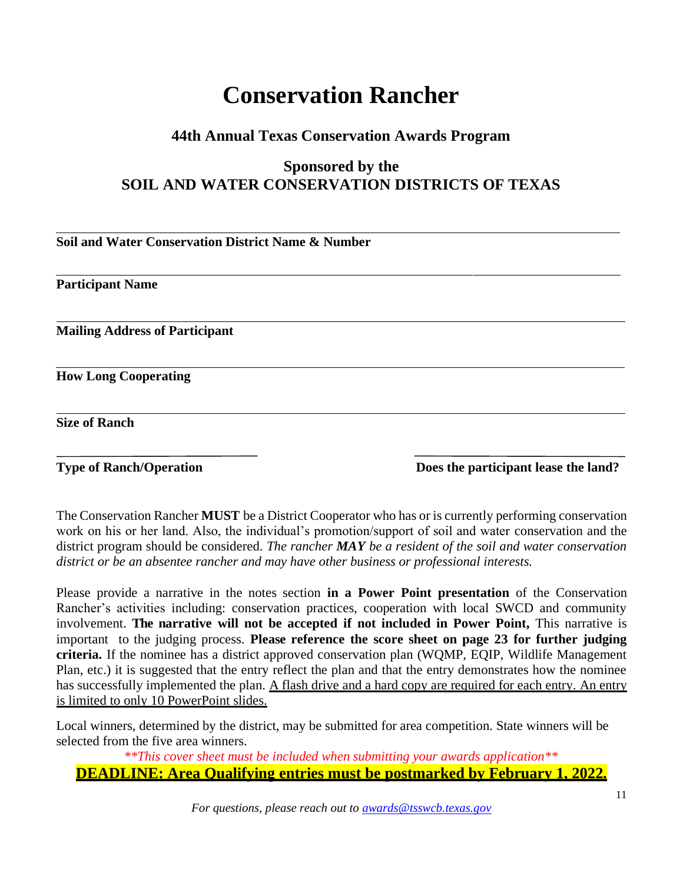# Conservation Rancher

## 44th Annual Texas Conservation Awards Program

## Sponsored by the
## SOIL AND WATER CONSERVATION DISTRICTS OF TEXAS

**Soil and Water Conservation District Name & Number**

**Participant Name**

**Mailing Address of Participant**

**How Long Cooperating**

**Size of Ranch**

**Type of Ranch/Operation**

**Does the participant lease the land?**

The Conservation Rancher **MUST** be a District Cooperator who has or is currently performing conservation work on his or her land. Also, the individual's promotion/support of soil and water conservation and the district program should be considered. *The rancher **MAY** be a resident of the soil and water conservation district or be an absentee rancher and may have other business or professional interests.*

Please provide a narrative in the notes section **in a Power Point presentation** of the Conservation Rancher's activities including: conservation practices, cooperation with local SWCD and community involvement. **The narrative will not be accepted if not included in Power Point,** This narrative is important to the judging process. **Please reference the score sheet on page 23 for further judging criteria.** If the nominee has a district approved conservation plan (WQMP, EQIP, Wildlife Management Plan, etc.) it is suggested that the entry reflect the plan and that the entry demonstrates how the nominee has successfully implemented the plan. <u>A flash drive and a hard copy are required for each entry. An entry is limited to only 10 PowerPoint slides.</u>

Local winners, determined by the district, may be submitted for area competition. State winners will be selected from the five area winners.

*\*\*This cover sheet must be included when submitting your awards application\*\**

**<u>DEADLINE: Area Qualifying entries must be postmarked by February 1, 2022.</u>**

*For questions, please reach out to awards@tsswcb.texas.gov*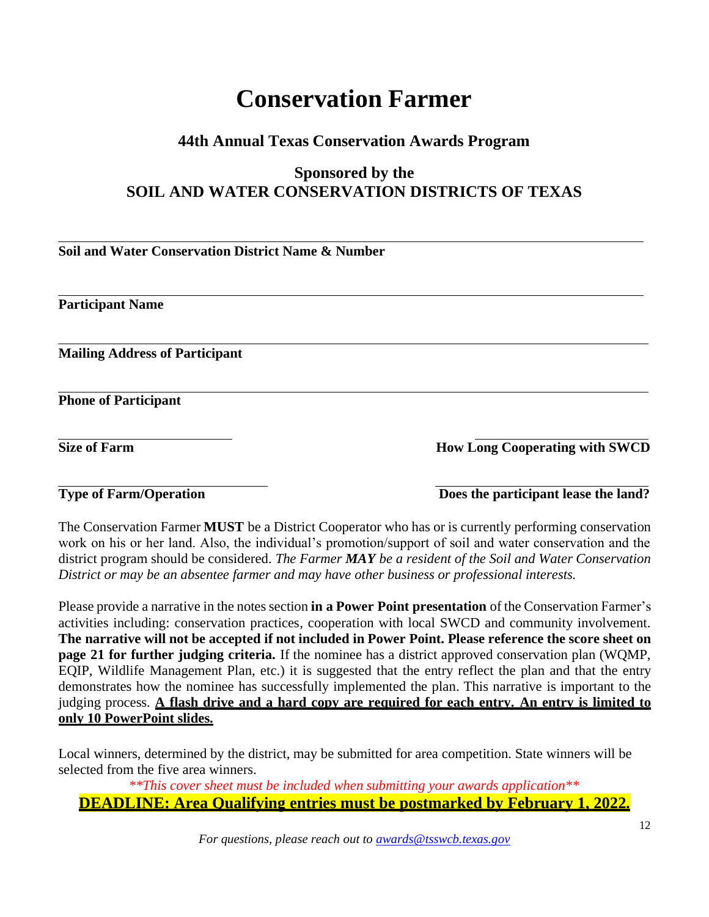# Conservation Farmer

## 44th Annual Texas Conservation Awards Program

### Sponsored by the
### SOIL AND WATER CONSERVATION DISTRICTS OF TEXAS

______________________________________________
**Soil and Water Conservation District Name & Number**

______________________________________________
**Participant Name**

______________________________________________
**Mailing Address of Participant**

______________________________________________
**Phone of Participant**

______________________ ______________________
**Size of Farm** **How Long Cooperating with SWCD**

______________________ ______________________
**Type of Farm/Operation** **Does the participant lease the land?**

The Conservation Farmer **MUST** be a District Cooperator who has or is currently performing conservation work on his or her land. Also, the individual's promotion/support of soil and water conservation and the district program should be considered. *The Farmer **MAY** be a resident of the Soil and Water Conservation District or may be an absentee farmer and may have other business or professional interests.*

Please provide a narrative in the notes section **in a Power Point presentation** of the Conservation Farmer's activities including: conservation practices, cooperation with local SWCD and community involvement. **The narrative will not be accepted if not included in Power Point. Please reference the score sheet on page 21 for further judging criteria.** If the nominee has a district approved conservation plan (WQMP, EQIP, Wildlife Management Plan, etc.) it is suggested that the entry reflect the plan and that the entry demonstrates how the nominee has successfully implemented the plan. This narrative is important to the judging process. **A flash drive and a hard copy are required for each entry. An entry is limited to only 10 PowerPoint slides.**

Local winners, determined by the district, may be submitted for area competition. State winners will be selected from the five area winners.

*\*\*This cover sheet must be included when submitting your awards application\*\**

**DEADLINE: Area Qualifying entries must be postmarked by February 1, 2022.**

*For questions, please reach out to awards@tsswcb.texas.gov*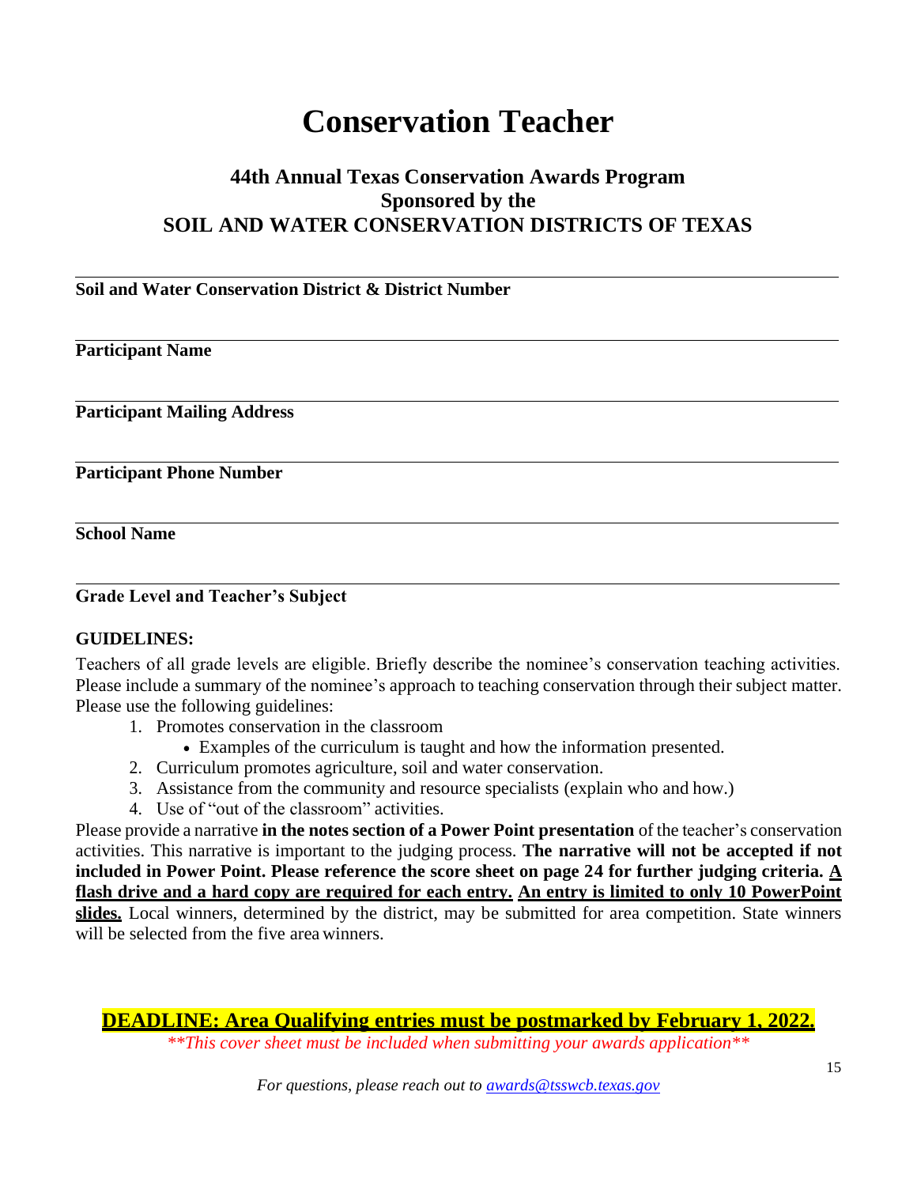# Conservation Teacher

## 44th Annual Texas Conservation Awards Program
## Sponsored by the
## SOIL AND WATER CONSERVATION DISTRICTS OF TEXAS

**Soil and Water Conservation District & District Number**

**Participant Name**

**Participant Mailing Address**

**Participant Phone Number**

**School Name**

**Grade Level and Teacher's Subject**

**GUIDELINES:**

Teachers of all grade levels are eligible. Briefly describe the nominee's conservation teaching activities. Please include a summary of the nominee's approach to teaching conservation through their subject matter. Please use the following guidelines:

1. Promotes conservation in the classroom
   - Examples of the curriculum is taught and how the information presented.
2. Curriculum promotes agriculture, soil and water conservation.
3. Assistance from the community and resource specialists (explain who and how.)
4. Use of "out of the classroom" activities.

Please provide a narrative **in the notes section of a Power Point presentation** of the teacher's conservation activities. This narrative is important to the judging process. **The narrative will not be accepted if not included in Power Point. Please reference the score sheet on page 24 for further judging criteria. <u>A flash drive and a hard copy are required for each entry.</u> <u>An entry is limited to only 10 PowerPoint slides.</u>** Local winners, determined by the district, may be submitted for area competition. State winners will be selected from the five area winners.

**<u>DEADLINE: Area Qualifying entries must be postmarked by February 1, 2022.</u>**

*\*\*This cover sheet must be included when submitting your awards application\*\**

*For questions, please reach out to [awards@tsswcb.texas.gov](mailto:awards@tsswcb.texas.gov)*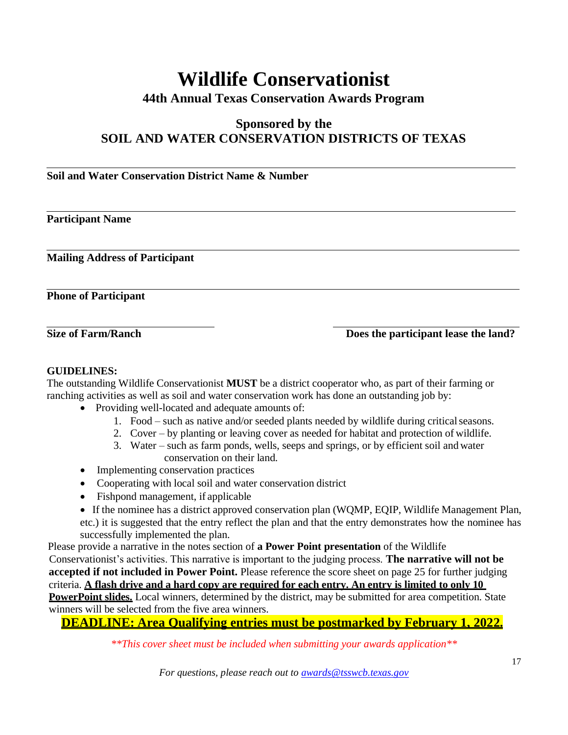# Wildlife Conservationist

## 44th Annual Texas Conservation Awards Program

### Sponsored by the SOIL AND WATER CONSERVATION DISTRICTS OF TEXAS

**Soil and Water Conservation District Name & Number**

**Participant Name**

**Mailing Address of Participant**

**Phone of Participant**

**Size of Farm/Ranch**

**Does the participant lease the land?**

**GUIDELINES:**

The outstanding Wildlife Conservationist **MUST** be a district cooperator who, as part of their farming or ranching activities as well as soil and water conservation work has done an outstanding job by:

- Providing well-located and adequate amounts of:
  1. Food – such as native and/or seeded plants needed by wildlife during critical seasons.
  2. Cover – by planting or leaving cover as needed for habitat and protection of wildlife.
  3. Water – such as farm ponds, wells, seeps and springs, or by efficient soil and water conservation on their land.
- Implementing conservation practices
- Cooperating with local soil and water conservation district
- Fishpond management, if applicable
- If the nominee has a district approved conservation plan (WQMP, EQIP, Wildlife Management Plan, etc.) it is suggested that the entry reflect the plan and that the entry demonstrates how the nominee has successfully implemented the plan.

Please provide a narrative in the notes section of **a Power Point presentation** of the Wildlife Conservationist's activities. This narrative is important to the judging process. **The narrative will not be accepted if not included in Power Point.** Please reference the score sheet on page 25 for further judging criteria. **A flash drive and a hard copy are required for each entry. An entry is limited to only 10 PowerPoint slides.** Local winners, determined by the district, may be submitted for area competition. State winners will be selected from the five area winners.

**DEADLINE: Area Qualifying entries must be postmarked by February 1, 2022.**

*\*\*This cover sheet must be included when submitting your awards application\*\**

*For questions, please reach out to awards@tsswcb.texas.gov*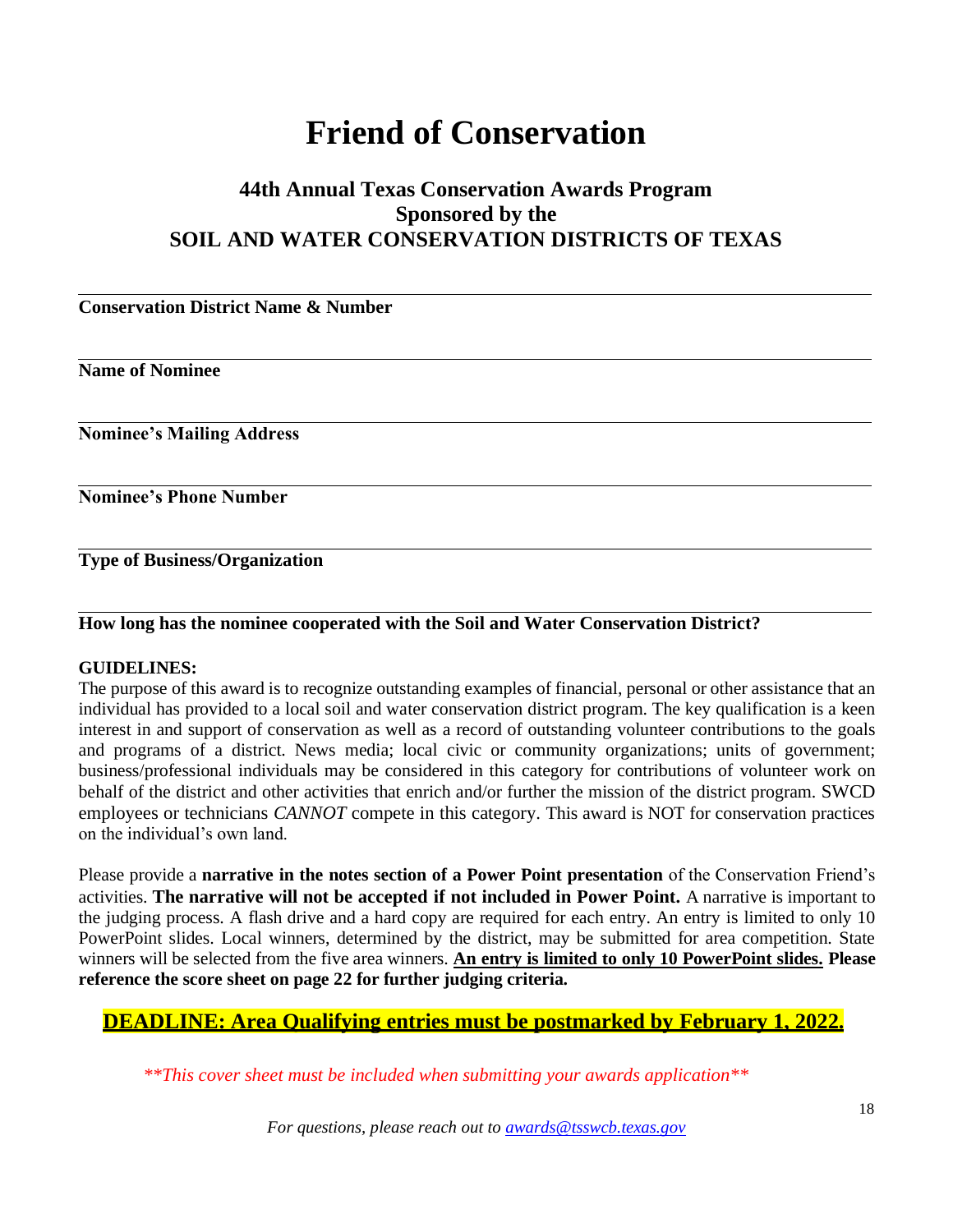# Friend of Conservation

## 44th Annual Texas Conservation Awards Program
## Sponsored by the
## SOIL AND WATER CONSERVATION DISTRICTS OF TEXAS

---

**Conservation District Name & Number**

---

**Name of Nominee**

---

**Nominee's Mailing Address**

---

**Nominee's Phone Number**

---

**Type of Business/Organization**

---

**How long has the nominee cooperated with the Soil and Water Conservation District?**

**GUIDELINES:**
The purpose of this award is to recognize outstanding examples of financial, personal or other assistance that an individual has provided to a local soil and water conservation district program. The key qualification is a keen interest in and support of conservation as well as a record of outstanding volunteer contributions to the goals and programs of a district. News media; local civic or community organizations; units of government; business/professional individuals may be considered in this category for contributions of volunteer work on behalf of the district and other activities that enrich and/or further the mission of the district program. SWCD employees or technicians *CANNOT* compete in this category. This award is NOT for conservation practices on the individual's own land.

Please provide a **narrative in the notes section of a Power Point presentation** of the Conservation Friend's activities. **The narrative will not be accepted if not included in Power Point.** A narrative is important to the judging process. A flash drive and a hard copy are required for each entry. An entry is limited to only 10 PowerPoint slides. Local winners, determined by the district, may be submitted for area competition. State winners will be selected from the five area winners. **<u>An entry is limited to only 10 PowerPoint slides.</u> Please reference the score sheet on page 22 for further judging criteria.**

**<u>DEADLINE: Area Qualifying entries must be postmarked by February 1, 2022.</u>**

*\*\*This cover sheet must be included when submitting your awards application\*\**

*For questions, please reach out to [awards@tsswcb.texas.gov](mailto:awards@tsswcb.texas.gov)*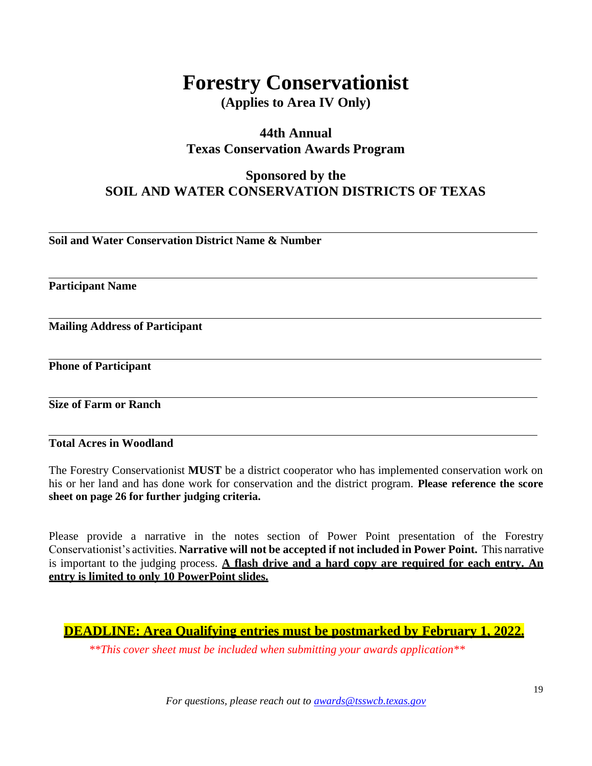# Forestry Conservationist

**(Applies to Area IV Only)**

**44th Annual**
**Texas Conservation Awards Program**

**Sponsored by the**
**SOIL AND WATER CONSERVATION DISTRICTS OF TEXAS**

---

**Soil and Water Conservation District Name & Number**

---

**Participant Name**

---

**Mailing Address of Participant**

---

**Phone of Participant**

---

**Size of Farm or Ranch**

---

**Total Acres in Woodland**

The Forestry Conservationist **MUST** be a district cooperator who has implemented conservation work on his or her land and has done work for conservation and the district program. **Please reference the score sheet on page 26 for further judging criteria.**

Please provide a narrative in the notes section of Power Point presentation of the Forestry Conservationist's activities. **Narrative will not be accepted if not included in Power Point.** This narrative is important to the judging process. **A flash drive and a hard copy are required for each entry. An entry is limited to only 10 PowerPoint slides.**

**DEADLINE: Area Qualifying entries must be postmarked by February 1, 2022.**

*\*\*This cover sheet must be included when submitting your awards application\*\**

*For questions, please reach out to awards@tsswcb.texas.gov*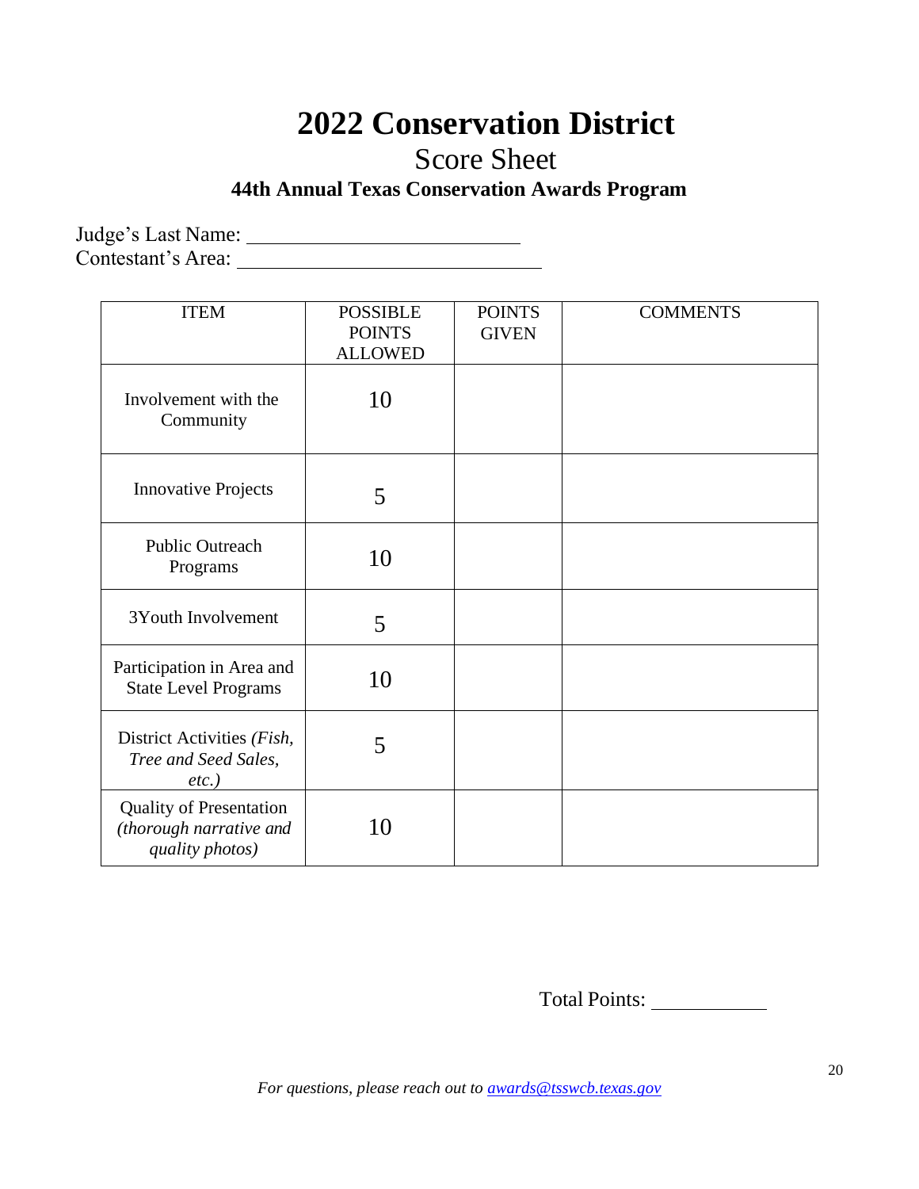# 2022 Conservation District

## Score Sheet

### 44th Annual Texas Conservation Awards Program

Judge's Last Name: ___________________________

Contestant's Area: ______________________________

| ITEM | POSSIBLE POINTS ALLOWED | POINTS GIVEN | COMMENTS |
|---|---|---|---|
| Involvement with the Community | 10 | | |
| Innovative Projects | 5 | | |
| Public Outreach Programs | 10 | | |
| 3Youth Involvement | 5 | | |
| Participation in Area and State Level Programs | 10 | | |
| District Activities *(Fish, Tree and Seed Sales, etc.)* | 5 | | |
| Quality of Presentation *(thorough narrative and quality photos)* | 10 | | |

Total Points: ____________

*For questions, please reach out to [awards@tsswcb.texas.gov](mailto:awards@tsswcb.texas.gov)*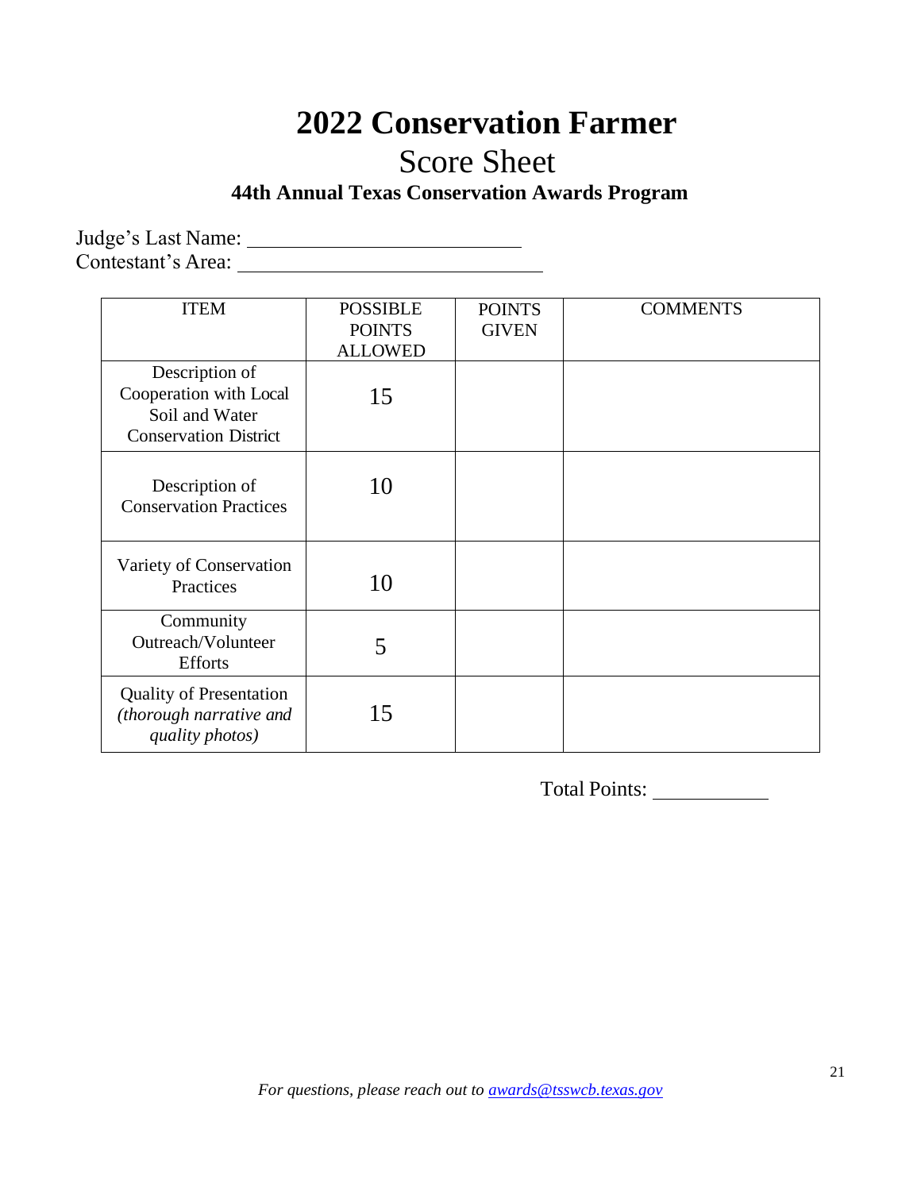# 2022 Conservation Farmer

## Score Sheet

### 44th Annual Texas Conservation Awards Program

Judge's Last Name: ______________________

Contestant's Area: ________________________

| ITEM | POSSIBLE POINTS ALLOWED | POINTS GIVEN | COMMENTS |
|---|---|---|---|
| Description of Cooperation with Local Soil and Water Conservation District | 15 | | |
| Description of Conservation Practices | 10 | | |
| Variety of Conservation Practices | 10 | | |
| Community Outreach/Volunteer Efforts | 5 | | |
| Quality of Presentation *(thorough narrative and quality photos)* | 15 | | |

Total Points: __________

*For questions, please reach out to [awards@tsswcb.texas.gov](mailto:awards@tsswcb.texas.gov)*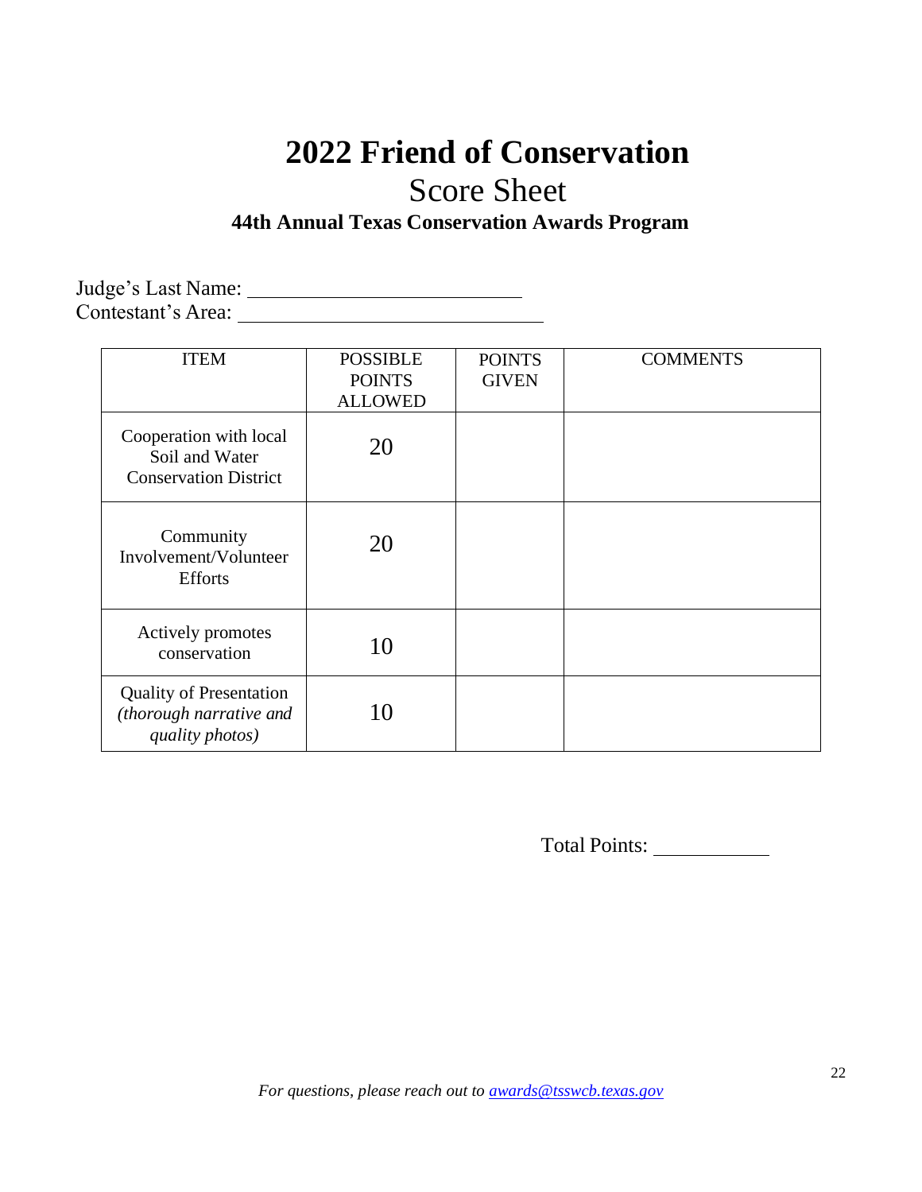# 2022 Friend of Conservation

## Score Sheet

### 44th Annual Texas Conservation Awards Program

Judge's Last Name: ___________________________

Contestant's Area: ______________________________

| ITEM | POSSIBLE POINTS ALLOWED | POINTS GIVEN | COMMENTS |
|---|---|---|---|
| Cooperation with local Soil and Water Conservation District | 20 | | |
| Community Involvement/Volunteer Efforts | 20 | | |
| Actively promotes conservation | 10 | | |
| Quality of Presentation *(thorough narrative and quality photos)* | 10 | | |

Total Points: ____________

*For questions, please reach out to [awards@tsswcb.texas.gov](mailto:awards@tsswcb.texas.gov)*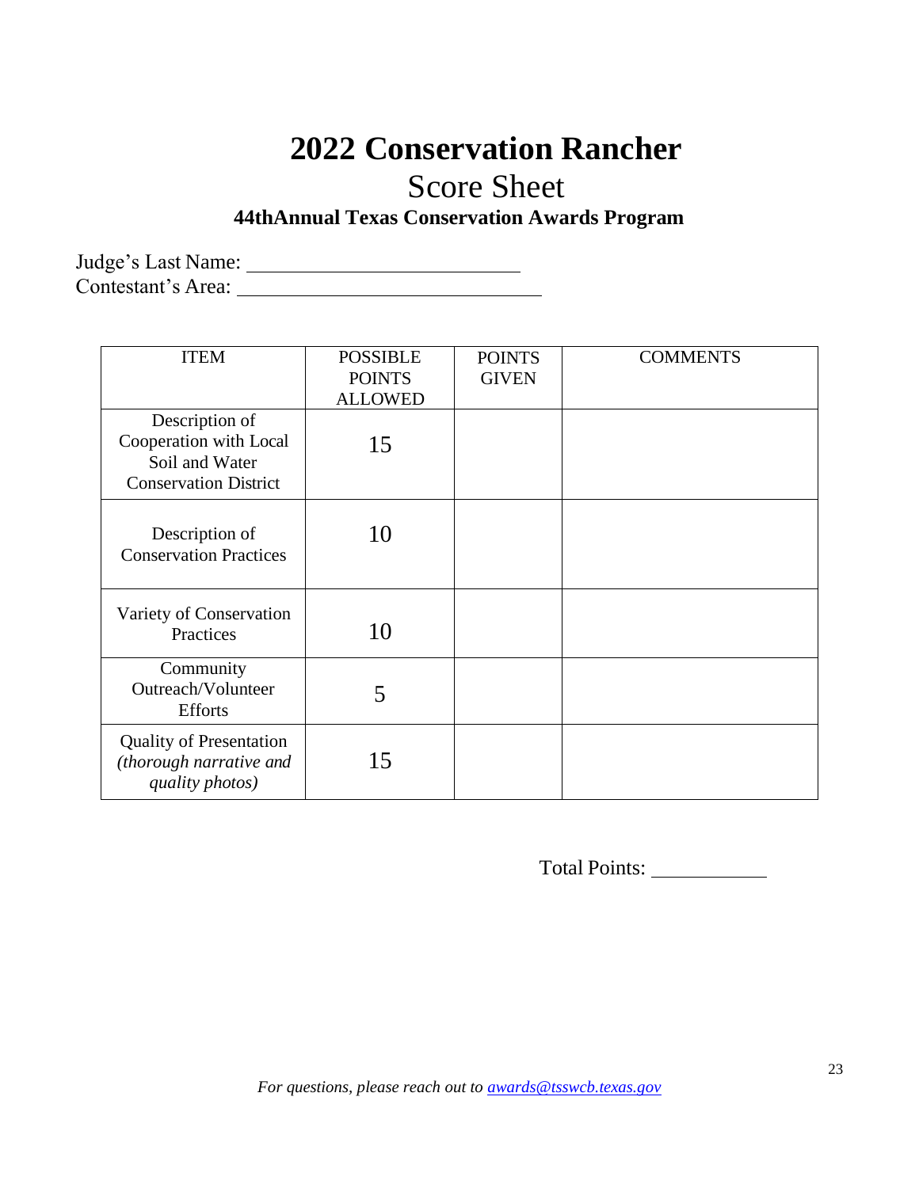# 2022 Conservation Rancher

## Score Sheet

### 44thAnnual Texas Conservation Awards Program

Judge's Last Name: ____________________________
Contestant's Area: ______________________________

| ITEM | POSSIBLE POINTS ALLOWED | POINTS GIVEN | COMMENTS |
|---|---|---|---|
| Description of Cooperation with Local Soil and Water Conservation District | 15 | | |
| Description of Conservation Practices | 10 | | |
| Variety of Conservation Practices | 10 | | |
| Community Outreach/Volunteer Efforts | 5 | | |
| Quality of Presentation *(thorough narrative and quality photos)* | 15 | | |

Total Points: ____________

*For questions, please reach out to [awards@tsswcb.texas.gov](mailto:awards@tsswcb.texas.gov)*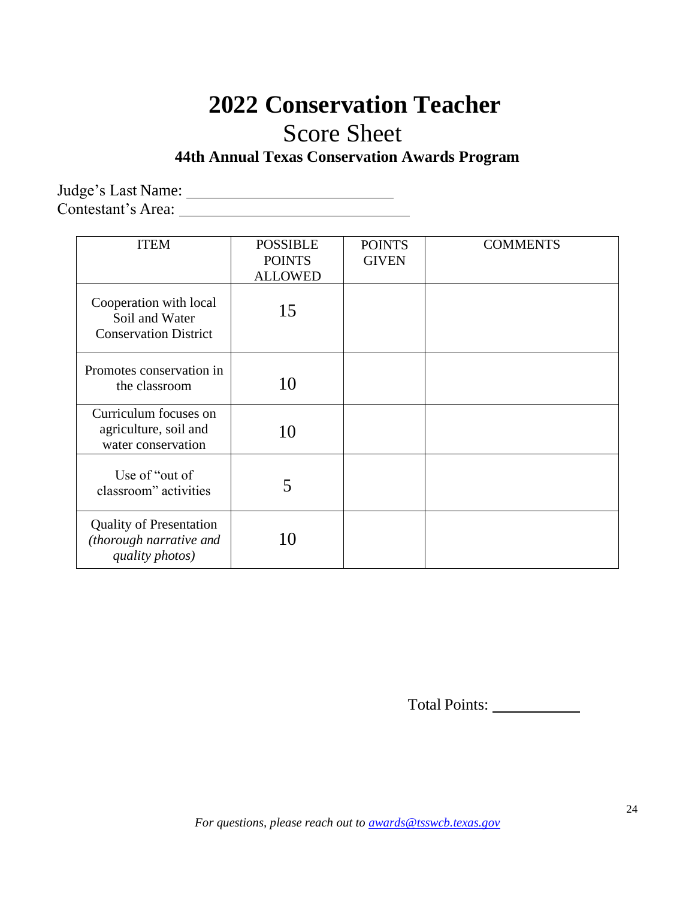# 2022 Conservation Teacher

## Score Sheet

### 44th Annual Texas Conservation Awards Program

Judge's Last Name: ______________________

Contestant's Area: ______________________

| ITEM | POSSIBLE POINTS ALLOWED | POINTS GIVEN | COMMENTS |
|---|---|---|---|
| Cooperation with local Soil and Water Conservation District | 15 | | |
| Promotes conservation in the classroom | 10 | | |
| Curriculum focuses on agriculture, soil and water conservation | 10 | | |
| Use of "out of classroom" activities | 5 | | |
| Quality of Presentation *(thorough narrative and quality photos)* | 10 | | |

Total Points: __________

*For questions, please reach out to [awards@tsswcb.texas.gov](mailto:awards@tsswcb.texas.gov)*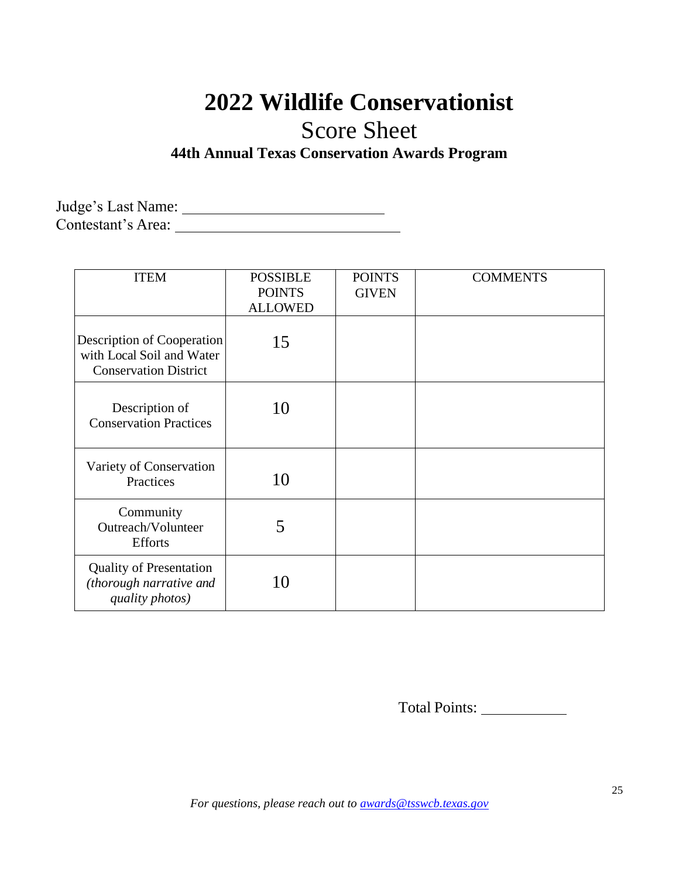# 2022 Wildlife Conservationist

## Score Sheet

### 44th Annual Texas Conservation Awards Program

Judge's Last Name: ___________________________

Contestant's Area: ______________________________

| ITEM | POSSIBLE POINTS ALLOWED | POINTS GIVEN | COMMENTS |
|---|---|---|---|
| Description of Cooperation with Local Soil and Water Conservation District | 15 | | |
| Description of Conservation Practices | 10 | | |
| Variety of Conservation Practices | 10 | | |
| Community Outreach/Volunteer Efforts | 5 | | |
| Quality of Presentation *(thorough narrative and quality photos)* | 10 | | |

Total Points: ____________

*For questions, please reach out to [awards@tsswcb.texas.gov](mailto:awards@tsswcb.texas.gov)*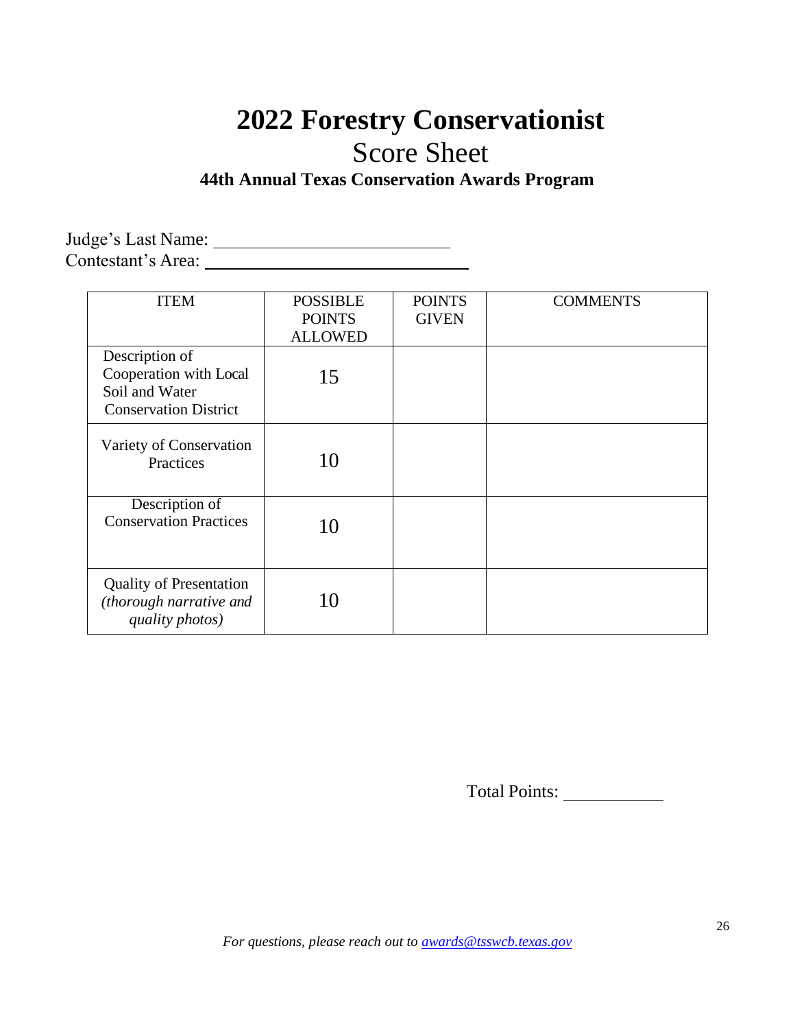# 2022 Forestry Conservationist

## Score Sheet

### 44th Annual Texas Conservation Awards Program

Judge's Last Name: ________________________

Contestant's Area: ________________________

| ITEM | POSSIBLE POINTS ALLOWED | POINTS GIVEN | COMMENTS |
|---|---|---|---|
| Description of Cooperation with Local Soil and Water Conservation District | 15 | | |
| Variety of Conservation Practices | 10 | | |
| Description of Conservation Practices | 10 | | |
| Quality of Presentation *(thorough narrative and quality photos)* | 10 | | |

Total Points: ____________

*For questions, please reach out to [awards@tsswcb.texas.gov](mailto:awards@tsswcb.texas.gov)*